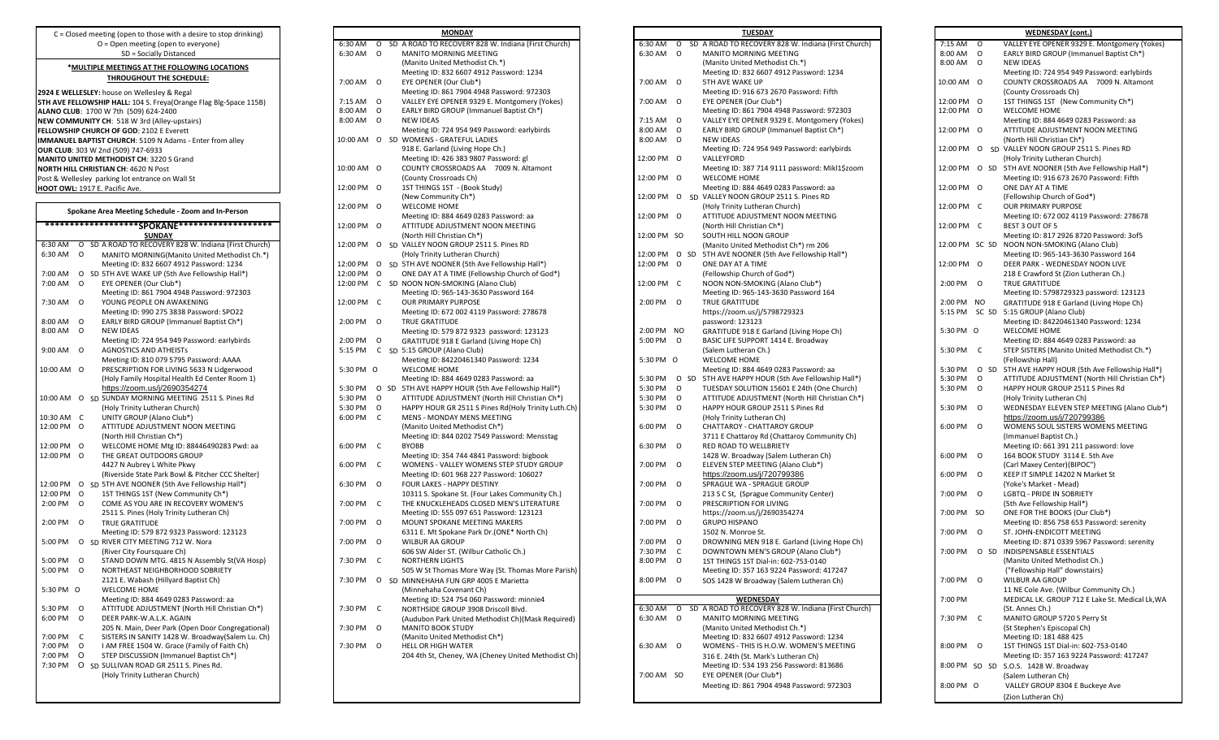C = Closed meeting (open to those with a desire to stop drinking)
O = Open meeting (open to everyone)
SD = Socially Distanced

**\*MULTIPLE MEETINGS AT THE FOLLOWING LOCATIONS THROUGHOUT THE SCHEDULE:**

**2924 E WELLESLEY:** house on Wellesley & Regal
**5TH AVE FELLOWSHIP HALL:** 104 S. Freya(Orange Flag Blg-Space 115B)
**ALANO CLUB:** 1700 W 7th (509) 624-2400
**NEW COMMUNITY CH:** 518 W 3rd (Alley-upstairs)
**FELLOWSHIP CHURCH OF GOD:** 2102 E Everett
**IMMANUEL BAPTIST CHURCH:** 5109 N Adams - Enter from alley
**OUR CLUB:** 303 W 2nd (509) 747-6933
**MANITO UNITED METHODIST CH:** 3220 S Grand
**NORTH HILL CHRISTIAN CH:** 4620 N Post
Post & Wellesley parking lot entrance on Wall St
**HOOT OWL:** 1917 E. Pacific Ave.

## Spokane Area Meeting Schedule - Zoom and In-Person

### \*\*\*\*\*\*\*\*\*\*\*\*\*\*\*\*\*\*\*\*SPOKANE\*\*\*\*\*\*\*\*\*\*\*\*\*\*\*\*\*\*\*\*

### SUNDAY

| Time | Type | Meeting |
|---|---|---|
| 6:30 AM | O SD | A ROAD TO RECOVERY 828 W. Indiana (First Church) |
| 6:30 AM | O | MANITO MORNING(Manito United Methodist Ch.\*) Meeting ID: 832 6607 4912 Password: 1234 |
| 7:00 AM | O SD | 5TH AVE WAKE UP (5th Ave Fellowship Hall\*) |
| 7:00 AM | O | EYE OPENER (Our Club\*) Meeting ID: 861 7904 4948 Password: 972303 |
| 7:30 AM | O | YOUNG PEOPLE ON AWAKENING Meeting ID: 990 275 3838 Password: SPO22 |
| 8:00 AM | O | EARLY BIRD GROUP (Immanuel Baptist Ch\*) |
| 8:00 AM | O | NEW IDEAS Meeting ID: 724 954 949 Password: earlybirds |
| 9:00 AM | O | AGNOSTICS AND ATHEISTs Meeting ID: 810 079 5795 Password: AAAA |
| 10:00 AM | O | PRESCRIPTION FOR LIVING 5633 N Lidgerwood (Holy Family Hospital Health Ed Center Room 1) https://zoom.us/j/2690354274 |
| 10:00 AM | O SD | SUNDAY MORNING MEETING 2511 S. Pines Rd (Holy Trinity Lutheran Church) |
| 10:30 AM | C | UNITY GROUP (Alano Club\*) |
| 12:00 PM | O | ATTITUDE ADJUSTMENT NOON MEETING (North Hill Christian Ch\*) |
| 12:00 PM | O | WELCOME HOME Mtg ID: 88446490283 Pwd: aa |
| 12:00 PM | O | THE GREAT OUTDOORS GROUP 4427 N Aubrey L White Pkwy (Riverside State Park Bowl & Pitcher CCC Shelter) |
| 12:00 PM | O SD | 5TH AVE NOONER (5th Ave Fellowship Hall\*) |
| 12:00 PM | O | 1ST THINGS 1ST (New Community Ch\*) |
| 2:00 PM | O | COME AS YOU ARE IN RECOVERY WOMEN'S 2511 S. Pines (Holy Trinity Lutheran Ch) |
| 2:00 PM | O | TRUE GRATITUDE Meeting ID: 579 872 9323 Password: 123123 |
| 5:00 PM | O SD | RIVER CITY MEETING 712 W. Nora (River City Foursquare Ch) |
| 5:00 PM | O | STAND DOWN MTG. 4815 N Assembly St(VA Hosp) |
| 5:00 PM | O | NORTHEAST NEIGHBORHOOD SOBRIETY 2121 E. Wabash (Hillyard Baptist Ch) |
| 5:30 PM | O | WELCOME HOME Meeting ID: 884 4649 0283 Password: aa |
| 5:30 PM | O | ATTITUDE ADJUSTMENT (North Hill Christian Ch\*) |
| 6:00 PM | O | DEER PARK-W.A.L.K. AGAIN 205 N. Main, Deer Park (Open Door Congregational) |
| 7:00 PM | C | SISTERS IN SANITY 1428 W. Broadway(Salem Lu. Ch) |
| 7:00 PM | O | I AM FREE 1504 W. Grace (Family of Faith Ch) |
| 7:00 PM | O | STEP DISCUSSION (Immanuel Baptist Ch\*) |
| 7:30 PM | O SD | SULLIVAN ROAD GR 2511 S. Pines Rd. (Holy Trinity Lutheran Church) |

### MONDAY

| Time | Type | Meeting |
|---|---|---|
| 6:30 AM | O SD | A ROAD TO RECOVERY 828 W. Indiana (First Church) |
| 6:30 AM | O | MANITO MORNING MEETING (Manito United Methodist Ch.\*) Meeting ID: 832 6607 4912 Password: 1234 |
| 7:00 AM | O | EYE OPENER (Our Club\*) Meeting ID: 861 7904 4948 Password: 972303 |
| 7:15 AM | O | VALLEY EYE OPENER 9329 E. Montgomery (Yokes) |
| 8:00 AM | O | EARLY BIRD GROUP (Immanuel Baptist Ch\*) |
| 8:00 AM | O | NEW IDEAS Meeting ID: 724 954 949 Password: earlybirds |
| 10:00 AM | O SD | WOMENS - GRATEFUL LADIES 918 E. Garland (Living Hope Ch.) Meeting ID: 426 383 9807 Password: gl |
| 10:00 AM | O | COUNTY CROSSROADS AA 7009 N. Altamont (County Crossroads Ch) |
| 12:00 PM | O | 1ST THINGS 1ST - (Book Study) (New Community Ch\*) |
| 12:00 PM | O | WELCOME HOME Meeting ID: 884 4649 0283 Password: aa |
| 12:00 PM | O | ATTITUDE ADJUSTMENT NOON MEETING (North Hill Christian Ch\*) |
| 12:00 PM | O SD | VALLEY NOON GROUP 2511 S. Pines RD (Holy Trinity Lutheran Church) |
| 12:00 PM | O SD | 5TH AVE NOONER (5th Ave Fellowship Hall\*) |
| 12:00 PM | O | ONE DAY AT A TIME (Fellowship Church of God\*) |
| 12:00 PM | C SD | NOON NON-SMOKING (Alano Club) Meeting ID: 965-143-3630 Password 164 |
| 12:00 PM | C | OUR PRIMARY PURPOSE Meeting ID: 672 002 4119 Password: 278678 |
| 2:00 PM | O | TRUE GRATITUDE Meeting ID: 579 872 9323 password: 123123 |
| 2:00 PM | O | GRATITUDE 918 E Garland (Living Hope Ch) |
| 5:15 PM | C SD | 5:15 GROUP (Alano Club) Meeting ID: 84220461340 Password: 1234 |
| 5:30 PM | O | WELCOME HOME Meeting ID: 884 4649 0283 Password: aa |
| 5:30 PM | O SD | 5TH AVE HAPPY HOUR (5th Ave Fellowship Hall\*) |
| 5:30 PM | O | ATTITUDE ADJUSTMENT (North Hill Christian Ch\*) |
| 5:30 PM | O | HAPPY HOUR GR 2511 S Pines Rd(Holy Trinity Luth.Ch) |
| 6:00 PM | C | MENS - MONDAY MENS MEETING (Manito United Methodist Ch\*) Meeting ID: 844 0202 7549 Password: Mensstag |
| 6:00 PM | C | BYOBB Meeting ID: 354 744 4841 Password: bigbook |
| 6:00 PM | C | WOMENS - VALLEY WOMENS STEP STUDY GROUP Meeting ID: 601 968 227 Password: 106027 |
| 6:30 PM | O | FOUR LAKES - HAPPY DESTINY 10311 S. Spokane St. (Four Lakes Community Ch.) |
| 7:00 PM | C | THE KNUCKLEHEADS CLOSED MEN'S LITERATURE Meeting ID: 555 097 651 Password: 123123 |
| 7:00 PM | O | MOUNT SPOKANE MEETING MAKERS 6311 E. Mt Spokane Park Dr.(ONE\* North Ch) |
| 7:00 PM | O | WILBUR AA GROUP 606 SW Alder St. (Wilbur Catholic Ch.) |
| 7:30 PM | C | NORTHERN LIGHTS 505 W St Thomas More Way (St. Thomas More Parish) |
| 7:30 PM | O SD | MINNEHAHA FUN GRP 4005 E Marietta (Minnehaha Covenant Ch) Meeting ID: 524 754 060 Password: minnie4 |
| 7:30 PM | C | NORTHSIDE GROUP 3908 Driscoll Blvd. (Audubon Park United Methodist Ch)(Mask Required) |
| 7:30 PM | O | MANITO BOOK STUDY (Manito United Methodist Ch\*) |
| 7:30 PM | O | HELL OR HIGH WATER 204 4th St, Cheney, WA (Cheney United Methodist Ch) |

### TUESDAY

| Time | Type | Meeting |
|---|---|---|
| 6:30 AM | O SD | A ROAD TO RECOVERY 828 W. Indiana (First Church) |
| 6:30 AM | O | MANITO MORNING MEETING (Manito United Methodist Ch.\*) Meeting ID: 832 6607 4912 Password: 1234 |
| 7:00 AM | O | 5TH AVE WAKE UP Meeting ID: 916 673 2670 Password: Fifth |
| 7:00 AM | O | EYE OPENER (Our Club\*) Meeting ID: 861 7904 4948 Password: 972303 |
| 7:15 AM | O | VALLEY EYE OPENER 9329 E. Montgomery (Yokes) |
| 8:00 AM | O | EARLY BIRD GROUP (Immanuel Baptist Ch\*) |
| 8:00 AM | O | NEW IDEAS Meeting ID: 724 954 949 Password: earlybirds |
| 12:00 PM | O | VALLEYFORD Meeting ID: 387 714 9111 password: Mikl1$zoom |
| 12:00 PM | O | WELCOME HOME Meeting ID: 884 4649 0283 Password: aa |
| 12:00 PM | O SD | VALLEY NOON GROUP 2511 S. Pines RD (Holy Trinity Lutheran Church) |
| 12:00 PM | O | ATTITUDE ADJUSTMENT NOON MEETING (North Hill Christian Ch\*) |
| 12:00 PM | SO | SOUTH HILL NOON GROUP (Manito United Methodist Ch.\*) rm 206 |
| 12:00 PM | O SD | 5TH AVE NOONER (5th Ave Fellowship Hall\*) |
| 12:00 PM | O | ONE DAY AT A TIME (Fellowship Church of God\*) |
| 12:00 PM | C | NOON NON-SMOKING (Alano Club\*) Meeting ID: 965-143-3630 Password 164 |
| 2:00 PM | O | TRUE GRATITUDE https://zoom.us/j/5798729323 password: 123123 |
| 2:00 PM | NO | GRATITUDE 918 E Garland (Living Hope Ch) |
| 5:00 PM | O | BASIC LIFE SUPPORT 1414 E. Broadway (Salem Lutheran Ch.) |
| 5:30 PM | O | WELCOME HOME Meeting ID: 884 4649 0283 Password: aa |
| 5:30 PM | O SD | 5TH AVE HAPPY HOUR (5th Ave Fellowship Hall\*) |
| 5:30 PM | O | TUESDAY SOLUTION 15601 E 24th (One Church) |
| 5:30 PM | O | ATTITUDE ADJUSTMENT (North Hill Christian Ch\*) |
| 5:30 PM | O | HAPPY HOUR GROUP 2511 S Pines Rd (Holy Trinity Lutheran Ch) |
| 6:00 PM | O | CHATTAROY - CHATTAROY GROUP 3711 E Chattaroy Rd (Chattaroy Community Ch) |
| 6:30 PM | O | RED ROAD TO WELLBRIETY 1428 W. Broadway (Salem Lutheran Ch) |
| 7:00 PM | O | ELEVEN STEP MEETING (Alano Club\*) https://zoom.us/j/720799386 |
| 7:00 PM | O | SPRAGUE WA - SPRAGUE GROUP 213 S C St, (Sprague Community Center) |
| 7:00 PM | O | PRESCRIPTION FOR LIVING https://zoom.us/j/2690354274 |
| 7:00 PM | O | GRUPO HISPANO 1502 N. Monroe St. |
| 7:00 PM | O | DROWNING MEN 918 E. Garland (Living Hope Ch) |
| 7:30 PM | C | DOWNTOWN MEN'S GROUP (Alano Club\*) |
| 8:00 PM | O | 1ST THINGS 1ST Dial-in: 602-753-0140 Meeting ID: 357 163 9224 Password: 417247 |
| 8:00 PM | O | SOS 1428 W Broadway (Salem Lutheran Ch) |

### WEDNESDAY

| Time | Type | Meeting |
|---|---|---|
| 6:30 AM | O SD | A ROAD TO RECOVERY 828 W. Indiana (First Church) |
| 6:30 AM | O | MANITO MORNING MEETING (Manito United Methodist Ch.\*) Meeting ID: 832 6607 4912 Password: 1234 |
| 6:30 AM | O | WOMENS - THIS IS H.O.W. WOMEN'S MEETING 316 E. 24th (St. Mark's Lutheran Ch) Meeting ID: 534 193 256 Password: 813686 |
| 7:00 AM | SO | EYE OPENER (Our Club\*) Meeting ID: 861 7904 4948 Password: 972303 |

### WEDNESDAY (cont.)

| Time | Type | Meeting |
|---|---|---|
| 7:15 AM | O | VALLEY EYE OPENER 9329 E. Montgomery (Yokes) |
| 8:00 AM | O | EARLY BIRD GROUP (Immanuel Baptist Ch\*) |
| 8:00 AM | O | NEW IDEAS Meeting ID: 724 954 949 Password: earlybirds |
| 10:00 AM | O | COUNTY CROSSROADS AA 7009 N. Altamont (County Crossroads Ch) |
| 12:00 PM | O | 1ST THINGS 1ST (New Community Ch\*) |
| 12:00 PM | O | WELCOME HOME Meeting ID: 884 4649 0283 Password: aa |
| 12:00 PM | O | ATTITUDE ADJUSTMENT NOON MEETING (North Hill Christian Ch\*) |
| 12:00 PM | O SD | VALLEY NOON GROUP 2511 S. Pines RD (Holy Trinity Lutheran Church) |
| 12:00 PM | O SD | 5TH AVE NOONER (5th Ave Fellowship Hall\*) Meeting ID: 916 673 2670 Password: Fifth |
| 12:00 PM | O | ONE DAY AT A TIME (Fellowship Church of God\*) |
| 12:00 PM | C | OUR PRIMARY PURPOSE Meeting ID: 672 002 4119 Password: 278678 |
| 12:00 PM | C | BEST 3 OUT OF 5 Meeting ID: 817 2926 8720 Password: 3of5 |
| 12:00 PM | SC SD | NOON NON-SMOKING (Alano Club) Meeting ID: 965-143-3630 Password 164 |
| 12:00 PM | O | DEER PARK - WEDNESDAY NOON LIVE 218 E Crawford St (Zion Lutheran Ch.) |
| 2:00 PM | O | TRUE GRATITUDE Meeting ID: 5798729323 password: 123123 |
| 2:00 PM | NO | GRATITUDE 918 E Garland (Living Hope Ch) |
| 5:15 PM | SC SD | 5:15 GROUP (Alano Club) Meeting ID: 84220461340 Password: 1234 |
| 5:30 PM | O | WELCOME HOME Meeting ID: 884 4649 0283 Password: aa |
| 5:30 PM | C | STEP SISTERS (Manito United Methodist Ch.\*) (Fellowship Hall) |
| 5:30 PM | O SD | 5TH AVE HAPPY HOUR (5th Ave Fellowship Hall\*) |
| 5:30 PM | O | ATTITUDE ADJUSTMENT (North Hill Christian Ch\*) |
| 5:30 PM | O | HAPPY HOUR GROUP 2511 S Pines Rd (Holy Trinity Lutheran Ch) |
| 5:30 PM | O | WEDNESDAY ELEVEN STEP MEETING (Alano Club\*) https://zoom.us/j/720799386 |
| 6:00 PM | O | WOMENS SOUL SISTERS WOMENS MEETING (Immanuel Baptist Ch.) Meeting ID: 661 391 211 password: love |
| 6:00 PM | O | 164 BOOK STUDY 3114 E. 5th Ave (Carl Maxey Center)(BIPOC") |
| 6:00 PM | O | KEEP IT SIMPLE 14202 N Market St (Yoke's Market - Mead) |
| 7:00 PM | O | LGBTQ - PRIDE IN SOBRIETY (5th Ave Fellowship Hall\*) |
| 7:00 PM | SO | ONE FOR THE BOOKS (Our Club\*) Meeting ID: 856 758 653 Password: serenity |
| 7:00 PM | O | ST. JOHN-ENDICOTT MEETING Meeting ID: 871 0339 5967 Password: serenity |
| 7:00 PM | O SD | INDISPENSABLE ESSENTIALS (Manito United Methodist Ch.) ("Fellowship Hall" downstairs) |
| 7:00 PM | O | WILBUR AA GROUP 11 NE Cole Ave. (Wilbur Community Ch.) |
| 7:00 PM | | MEDICAL LK. GROUP 712 E Lake St. Medical Lk,WA (St. Annes Ch.) |
| 7:30 PM | C | MANITO GROUP 5720 S Perry St (St Stephen's Episcopal Ch) Meeting ID: 181 488 425 |
| 8:00 PM | O | 1ST THINGS 1ST Dial-in: 602-753-0140 Meeting ID: 357 163 9224 Password: 417247 |
| 8:00 PM | SO SD | S.O.S. 1428 W. Broadway (Salem Lutheran Ch) |
| 8:00 PM | O | VALLEY GROUP 8304 E Buckeye Ave (Zion Lutheran Ch) |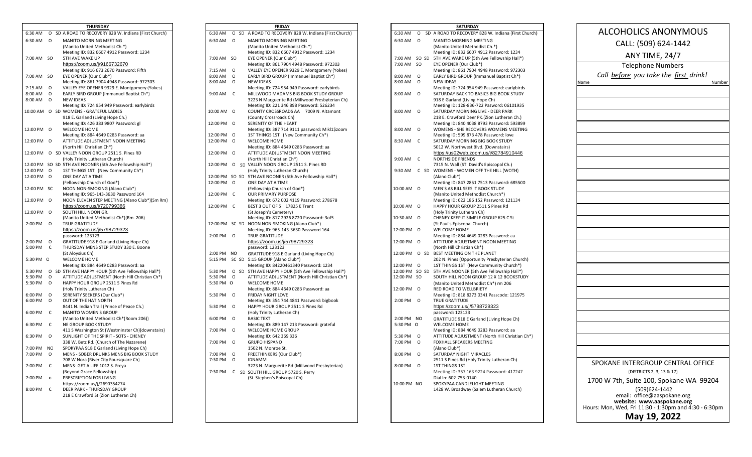## THURSDAY

| | | |
|---|---|---|
| 6:30 AM | O SD | A ROAD TO RECOVERY 828 W. Indiana (First Church) |
| 6:30 AM | O | MANITO MORNING MEETING (Manito United Methodist Ch.*) Meeting ID: 832 6607 4912 Password: 1234 |
| 7:00 AM | SO | 5TH AVE WAKE UP https://zoom.us/j/9166732670 Meeting ID: 916 673 2670 Password: Fifth |
| 7:00 AM | SO | EYE OPENER (Our Club*) Meeting ID: 861 7904 4948 Password: 972303 |
| 7:15 AM | O | VALLEY EYE OPENER 9329 E. Montgomery (Yokes) |
| 8:00 AM | O | EARLY BIRD GROUP (Immanuel Baptist Ch*) |
| 8:00 AM | O | NEW IDEAS Meeting ID: 724 954 949 Password: earlybirds |
| 10:00 AM | O SD | WOMENS - GRATEFUL LADIES 918 E. Garland (Living Hope Ch.) Meeting ID: 426 383 9807 Password: gl |
| 12:00 PM | O | WELCOME HOME Meeting ID: 884 4649 0283 Password: aa |
| 12:00 PM | O | ATTITUDE ADJUSTMENT NOON MEETING (North Hill Christian Ch*) |
| 12:00 PM | O SD | VALLEY NOON GROUP 2511 S. Pines RD (Holy Trinity Lutheran Church) |
| 12:00 PM | SO SD | 5TH AVE NOONER (5th Ave Fellowship Hall*) |
| 12:00 PM | O | 1ST THINGS 1ST (New Community Ch*) |
| 12:00 PM | O | ONE DAY AT A TIME (Fellowship Church of God*) |
| 12:00 PM | SC | NOON NON-SMOKING (Alano Club*) Meeting ID: 965-143-3630 Password 164 |
| 12:00 PM | O | NOON ELEVEN STEP MEETING (Alano Club*)(Sm Rm) https://zoom.us/j/720799386 |
| 12:00 PM | O | SOUTH HILL NOON GR. (Manito United Methodist Ch*)(Rm. 206) |
| 2:00 PM | O | TRUE GRATITUDE https://zoom.us/j/5798729323 password: 123123 |
| 2:00 PM | O | GRATITUDE 918 E Garland (Living Hope Ch) |
| 5:00 PM | C | THURSDAY MENS STEP STUDY 330 E. Boone (St Aloysius Ch) |
| 5:30 PM | O | WELCOME HOME Meeting ID: 884 4649 0283 Password: aa |
| 5:30 PM | O SD | 5TH AVE HAPPY HOUR (5th Ave Fellowship Hall*) |
| 5:30 PM | O | ATTITUDE ADJUSTMENT (North Hill Christian Ch*) |
| 5:30 PM | O | HAPPY HOUR GROUP 2511 S Pines Rd (Holy Trinity Lutheran Ch) |
| 6:00 PM | O | SERENITY SEEKERS (Our Club*) |
| 6:00 PM | O | OUT OF THE HAT NORTH 8441 N. Indian Trail (Prince of Peace Ch.) |
| 6:00 PM | C | MANITO WOMEN'S GROUP (Manito United Methodist Ch*(Room 206)) |
| 6:30 PM | C | NE GROUP BOOK STUDY 411 S Washington St (Westminster Ch)(downstairs) |
| 6:30 PM | O | SUNLIGHT OF THE SPIRIT - SOTS - CHENEY 338 W. Betz Rd. (Church of The Nazarene) |
| 7:00 PM | NO | SPOKYPAA 918 E Garland (Living Hope Ch) |
| 7:00 PM | O | MENS - SOBER DRUNKS MENS BIG BOOK STUDY 708 W Nora (River City Foursquare Ch) |
| 7:00 PM | C | MENS- GET A LIFE 1012 S. Freya (Beyond Grace Fellowship) |
| 7:00 PM | o | PRESCRIPTION FOR LIVING https://zoom.us/j/2690354274 |
| 8:00 PM | C | DEER PARK - THURSDAY GROUP 218 E Crawford St (Zion Lutheran Ch) |

## FRIDAY

| | | |
|---|---|---|
| 6:30 AM | O SD | A ROAD TO RECOVERY 828 W. Indiana (First Church) |
| 6:30 AM | O | MANITO MORNING MEETING (Manito United Methodist Ch.*) Meeting ID: 832 6607 4912 Password: 1234 |
| 7:00 AM | SO | EYE OPENER (Our Club*) Meeting ID: 861 7904 4948 Password: 972303 |
| 7:15 AM | O | VALLEY EYE OPENER 9329 E. Montgomery (Yokes) |
| 8:00 AM | O | EARLY BIRD GROUP (Immanuel Baptist Ch*) |
| 8:00 AM | O | NEW IDEAS Meeting ID: 724 954 949 Password: earlybirds |
| 9:00 AM | C | MILLWOOD MADAMS BIG BOOK STUDY GROUP 3223 N Marguerite Rd (Millwood Presbyterian Ch) Meeting ID: 221 346 898 Password: 526234 |
| 10:00 AM | O | COUNTY CROSSROADS AA 7009 N. Altamont (County Crossroads Ch) |
| 12:00 PM | O | SERENITY OF THE HEART Meeting ID: 387 714 9111 password: Mikl1$zoom |
| 12:00 PM | O | 1ST THINGS 1ST (New Community Ch*) |
| 12:00 PM | O | WELCOME HOME Meeting ID: 884 4649 0283 Password: aa |
| 12:00 PM | O | ATTITUDE ADJUSTMENT NOON MEETING (North Hill Christian Ch*) |
| 12:00 PM | O SD | VALLEY NOON GROUP 2511 S. Pines RD (Holy Trinity Lutheran Church) |
| 12:00 PM | SO SD | 5TH AVE NOONER (5th Ave Fellowship Hall*) |
| 12:00 PM | O | ONE DAY AT A TIME (Fellowship Church of God*) |
| 12:00 PM | C | OUR PRIMARY PURPOSE Meeting ID: 672 002 4119 Password: 278678 |
| 12:00 PM | C | BEST 3 OUT OF 5 17825 E Trent (St Joseph's Cemetery) Meeting ID: 817 2926 8720 Password: 3of5 |
| 12:00 PM | SC SD | NOON NON-SMOKING (Alano Club*) Meeting ID: 965-143-3630 Password 164 |
| 2:00 PM | O | TRUE GRATITUDE https://zoom.us/j/5798729323 password: 123123 |
| 2:00 PM | NO | GRATITUDE 918 E Garland (Living Hope Ch) |
| 5:15 PM | SC SD | 5:15 GROUP (Alano Club*) Meeting ID: 84220461340 Password: 1234 |
| 5:30 PM | O SD | 5TH AVE HAPPY HOUR (5th Ave Fellowship Hall*) |
| 5:30 PM | O | ATTITUDE ADJUSTMENT (North Hill Christian Ch*) |
| 5:30 PM | O | WELCOME HOME Meeting ID: 884 4649 0283 Password: aa |
| 5:30 PM | O | FRIDAY NIGHT LOVE Meeting ID: 354 744 4841 Password: bigbook |
| 5:30 PM | O | HAPPY HOUR GROUP 2511 S Pines Rd (Holy Trinity Lutheran Ch) |
| 6:00 PM | O | BASIC TEXT Meeting ID: 889 147 213 Password: grateful |
| 7:00 PM | O | WELCOME HOME GROUP Meeting ID: 642 369 336 |
| 7:00 PM | O | GRUPO HISPANO 1502 N. Monroe St. |
| 7:00 PM | O | FREETHINKERS (Our Club*) |
| 7:30 PM | O | IDNAMM 3223 N. Marguerite Rd (Millwood Presbyterian) |
| 7:30 PM | C SD | SOUTH HILL GROUP 5720 S. Perry (St Stephen's Episcopal Ch) |

## SATURDAY

| | | |
|---|---|---|
| 6:30 AM | O SD | A ROAD TO RECOVERY 828 W. Indiana (First Church) |
| 6:30 AM | O | MANITO MORNING MEETING (Manito United Methodist Ch.*) Meeting ID: 832 6607 4912 Password: 1234 |
| 7:00 AM | SO SD | 5TH AVE WAKE UP (5th Ave Fellowship Hall*) |
| 7:00 AM | SO | EYE OPENER (Our Club*) Meeting ID: 861 7904 4948 Password: 972303 |
| 8:00 AM | O | EARLY BIRD GROUP (Immanuel Baptist Ch*) |
| 8:00 AM | O | NEW IDEAS Meeting ID: 724 954 949 Password: earlybirds |
| 8:00 AM | O | SATURDAY BACK TO BASICS BIG BOOK STUDY 918 E Garland (Living Hope Ch) Meeting ID: 128-836-722 Pasword: 06101935 |
| 8:00 AM | O | SATURDAY MORNING LIVE - DEER PARK 218 E. Crawford Deer PK.(Zion Lutheran Ch.) Meeting ID: 840 4038 8793 Password: 593899 |
| 8:00 AM | O | WOMENS - SHE RECOVERS WOMENS MEETING Meeting ID: 599 873 478 Password: love |
| 8:30 AM | C | SATURDAY MORNING BIG BOOK STUDY 5012 W. Northwest Blvd. (Downstairs) https://us02web.zoom.us/j/82784910446 |
| 9:00 AM | C | NORTHSIDE FRIENDS 7315 N. Wall (ST. David's Episcopal Ch.) |
| 9:30 AM | C SD | WOMENS - WOMEN OFF THE HILL (WOTH) (Alano Club*) Meeting ID: 847 2851 7513 Password: 685500 |
| 10:00 AM | O | MEN'S AS BILL SEES IT BOOK STUDY (Manito United Methodist Church*) Meeting ID: 622 186 152 Password: 121134 |
| 10:00 AM | O | HAPPY HOUR GROUP 2511 S Pines Rd (Holy Trinity Lutheran Ch) |
| 10:30 AM | O | CHENEY KEEP IT SIMPLE GROUP 625 C St (St Paul's Episcopal Church) |
| 12:00 PM | O | WELCOME HOME Meeting ID: 884 4649 0283 Password: aa |
| 12:00 PM | O | ATTITUDE ADJUSTMENT NOON MEETING (North Hill Christian Ch*) |
| 12:00 PM | O SD | BEST MEETING ON THE PLANET 202 N. Pines (Opportunity Presbyterian Church) |
| 12:00 PM | O | 1ST THINGS 1ST (New Community Church*) |
| 12:00 PM | SO SD | 5TH AVE NOONER (5th Ave Fellowship Hall*) |
| 12:00 PM | SO | SOUTH HILL NOON GROUP 12 X 12 BOOKSTUDY (Manito United Methodist Ch*) rm 206 |
| 12:00 PM | O | RED ROAD TO WELLBRIETY Meeting ID: 818 8273 0341 Passcode: 121975 |
| 2:00 PM | O | TRUE GRATITUDE https://zoom.us/j/5798729323 password: 123123 |
| 2:00 PM | NO | GRATITUDE 918 E Garland (Living Hope Ch) |
| 5:30 PM | O | WELCOME HOME Meeting ID: 884 4649 0283 Password: aa |
| 5:30 PM | O | ATTITUDE ADJUSTMENT (North Hill Christian Ch*) |
| 7:00 PM | O | FOXHALL SPEAKERS MEETING (Alano Club*) |
| 8:00 PM | O | SATURDAY NIGHT MIRACLES 2511 S Pines Rd (Holy Trinity Lutheran Ch) |
| 8:00 PM | O | 1ST THINGS 1ST Meeting ID: 357 163 9224 Password: 417247 Dial In: 602-753-0140 |
| 10:00 PM | NO | SPOKYPAA CANDLELIGHT MEETING 1428 W. Broadway (Salem Lutheran Church) |

# ALCOHOLICS ANONYMOUS

CALL: (509) 624-1442

ANY TIME, 24/7

Telephone Numbers

*Call before you take the first drink!*

| Name | Number |
|---|---|
| | |
| | |
| | |
| | |
| | |
| | |
| | |
| | |
| | |
| | |
| | |
| | |
| | |
| | |
| | |
| | |
| | |
| | |
| | |

## SPOKANE INTERGROUP CENTRAL OFFICE

(DISTRICTS 2, 3, 13 & 17)

1700 W 7th, Suite 100, Spokane WA 99204

(509)624-1442

email: office@aaspokane.org

**website: www.aaspokane.org**

Hours: Mon, Wed, Fri 11:30 - 1:30pm and 4:30 - 6:30pm

**May 19, 2022**